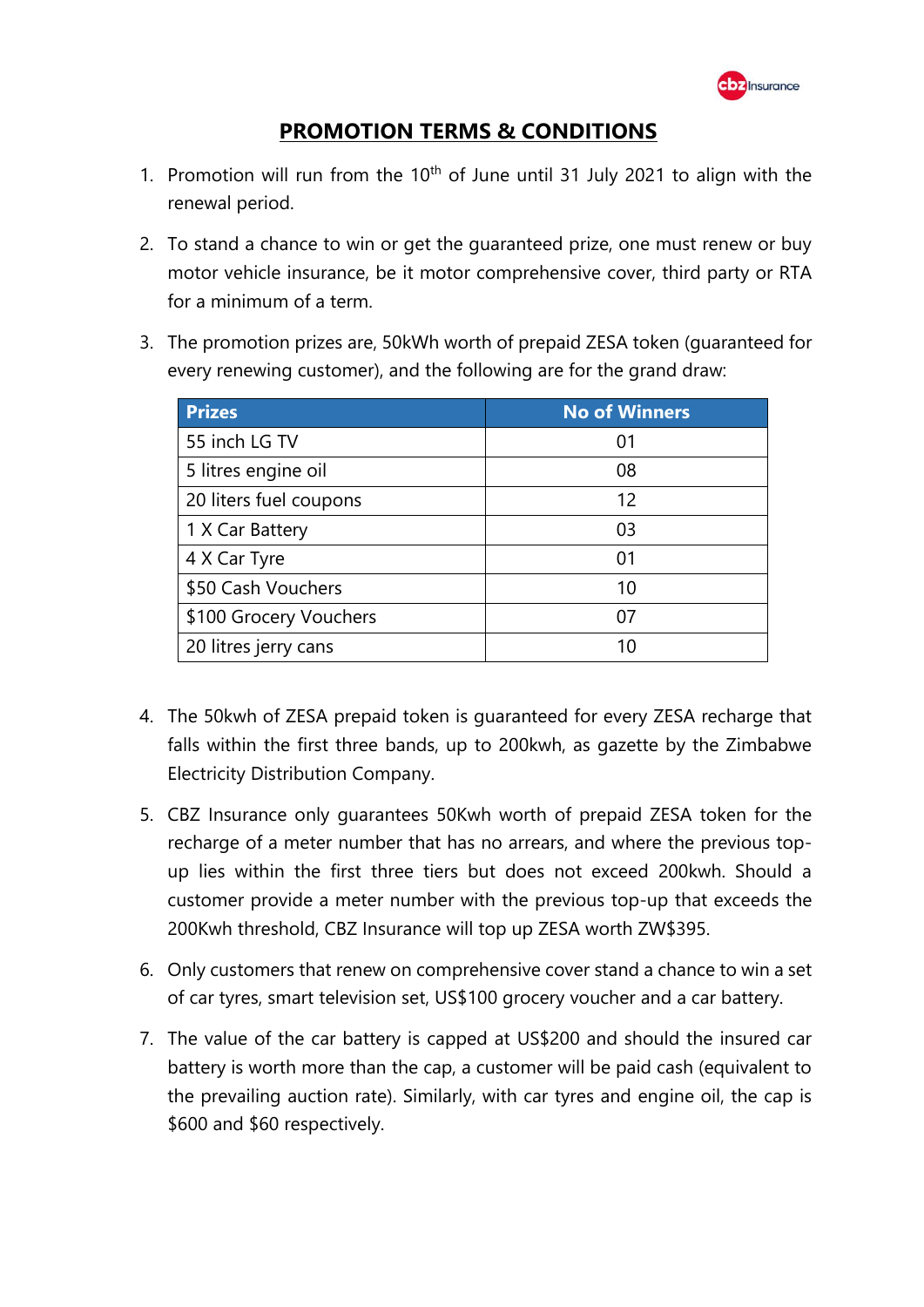# PROMOTION TERMS & CONDITIONS

1. Promotion will run from the 10th of June until 31 July 2021 to align with the renewal period.
2. To stand a chance to win or get the guaranteed prize, one must renew or buy motor vehicle insurance, be it motor comprehensive cover, third party or RTA for a minimum of a term.
3. The promotion prizes are, 50kWh worth of prepaid ZESA token (guaranteed for every renewing customer), and the following are for the grand draw:

| Prizes | No of Winners |
|---|---|
| 55 inch LG TV | 01 |
| 5 litres engine oil | 08 |
| 20 liters fuel coupons | 12 |
| 1 X Car Battery | 03 |
| 4 X Car Tyre | 01 |
| $50 Cash Vouchers | 10 |
| $100 Grocery Vouchers | 07 |
| 20 litres jerry cans | 10 |

4. The 50kwh of ZESA prepaid token is guaranteed for every ZESA recharge that falls within the first three bands, up to 200kwh, as gazette by the Zimbabwe Electricity Distribution Company.
5. CBZ Insurance only guarantees 50Kwh worth of prepaid ZESA token for the recharge of a meter number that has no arrears, and where the previous top-up lies within the first three tiers but does not exceed 200kwh. Should a customer provide a meter number with the previous top-up that exceeds the 200Kwh threshold, CBZ Insurance will top up ZESA worth ZW$395.
6. Only customers that renew on comprehensive cover stand a chance to win a set of car tyres, smart television set, US$100 grocery voucher and a car battery.
7. The value of the car battery is capped at US$200 and should the insured car battery is worth more than the cap, a customer will be paid cash (equivalent to the prevailing auction rate). Similarly, with car tyres and engine oil, the cap is $600 and $60 respectively.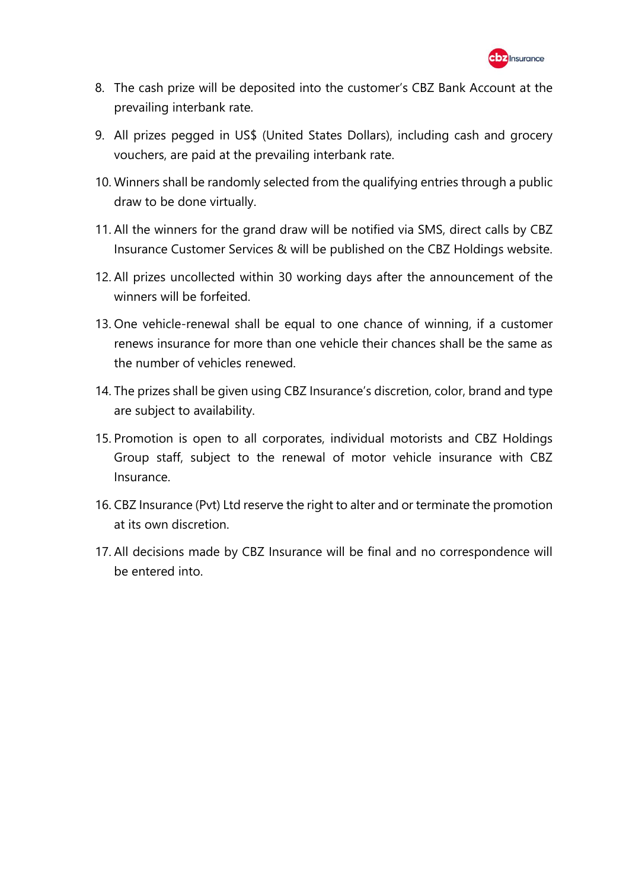8. The cash prize will be deposited into the customer's CBZ Bank Account at the prevailing interbank rate.
9. All prizes pegged in US$ (United States Dollars), including cash and grocery vouchers, are paid at the prevailing interbank rate.
10. Winners shall be randomly selected from the qualifying entries through a public draw to be done virtually.
11. All the winners for the grand draw will be notified via SMS, direct calls by CBZ Insurance Customer Services & will be published on the CBZ Holdings website.
12. All prizes uncollected within 30 working days after the announcement of the winners will be forfeited.
13. One vehicle-renewal shall be equal to one chance of winning, if a customer renews insurance for more than one vehicle their chances shall be the same as the number of vehicles renewed.
14. The prizes shall be given using CBZ Insurance's discretion, color, brand and type are subject to availability.
15. Promotion is open to all corporates, individual motorists and CBZ Holdings Group staff, subject to the renewal of motor vehicle insurance with CBZ Insurance.
16. CBZ Insurance (Pvt) Ltd reserve the right to alter and or terminate the promotion at its own discretion.
17. All decisions made by CBZ Insurance will be final and no correspondence will be entered into.